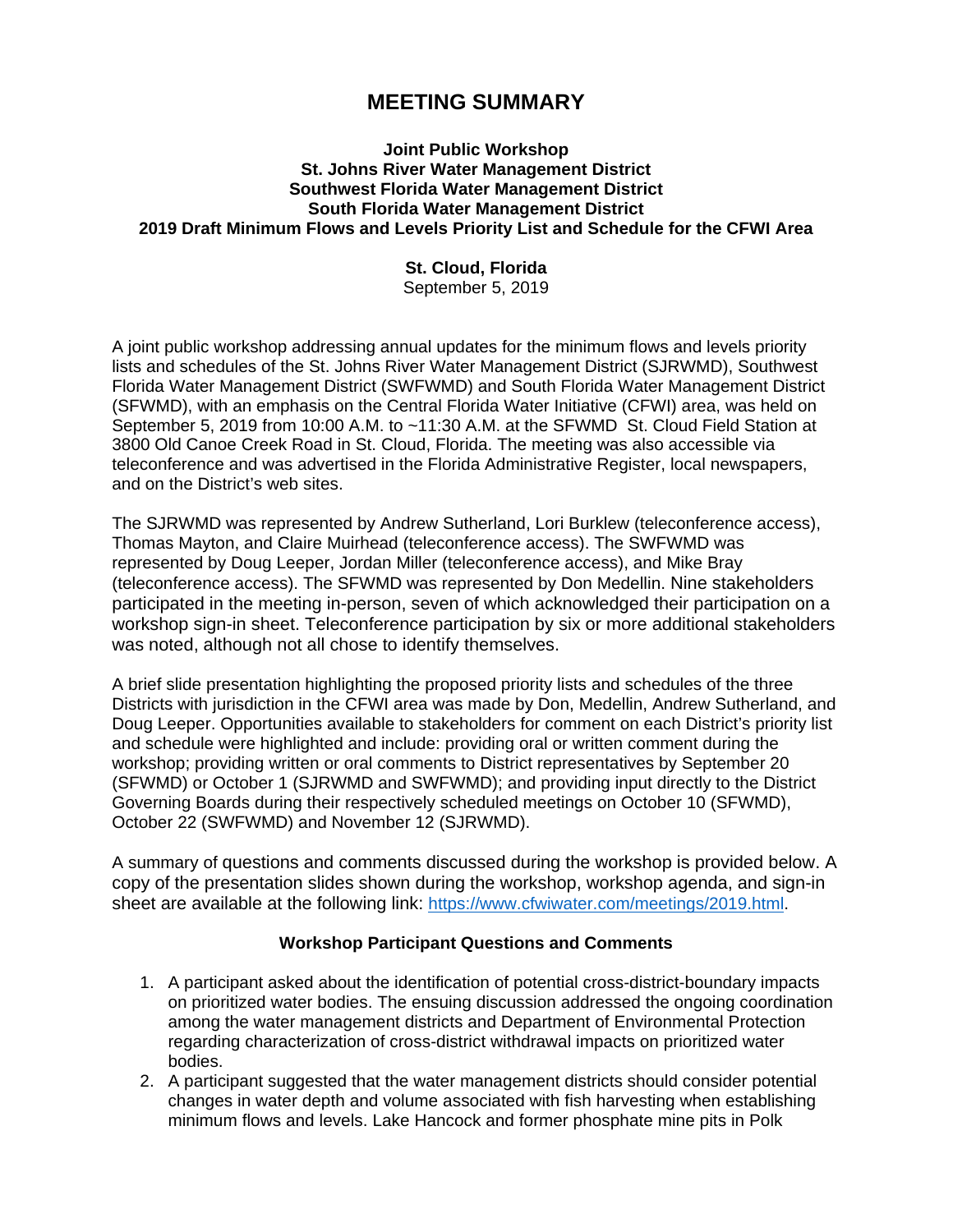# MEETING SUMMARY

**Joint Public Workshop**
**St. Johns River Water Management District**
**Southwest Florida Water Management District**
**South Florida Water Management District**
**2019 Draft Minimum Flows and Levels Priority List and Schedule for the CFWI Area**

**St. Cloud, Florida**
September 5, 2019

A joint public workshop addressing annual updates for the minimum flows and levels priority lists and schedules of the St. Johns River Water Management District (SJRWMD), Southwest Florida Water Management District (SWFWMD) and South Florida Water Management District (SFWMD), with an emphasis on the Central Florida Water Initiative (CFWI) area, was held on September 5, 2019 from 10:00 A.M. to ~11:30 A.M. at the SFWMD St. Cloud Field Station at 3800 Old Canoe Creek Road in St. Cloud, Florida. The meeting was also accessible via teleconference and was advertised in the Florida Administrative Register, local newspapers, and on the District's web sites.

The SJRWMD was represented by Andrew Sutherland, Lori Burklew (teleconference access), Thomas Mayton, and Claire Muirhead (teleconference access). The SWFWMD was represented by Doug Leeper, Jordan Miller (teleconference access), and Mike Bray (teleconference access). The SFWMD was represented by Don Medellin. Nine stakeholders participated in the meeting in-person, seven of which acknowledged their participation on a workshop sign-in sheet. Teleconference participation by six or more additional stakeholders was noted, although not all chose to identify themselves.

A brief slide presentation highlighting the proposed priority lists and schedules of the three Districts with jurisdiction in the CFWI area was made by Don, Medellin, Andrew Sutherland, and Doug Leeper. Opportunities available to stakeholders for comment on each District's priority list and schedule were highlighted and include: providing oral or written comment during the workshop; providing written or oral comments to District representatives by September 20 (SFWMD) or October 1 (SJRWMD and SWFWMD); and providing input directly to the District Governing Boards during their respectively scheduled meetings on October 10 (SFWMD), October 22 (SWFWMD) and November 12 (SJRWMD).

A summary of questions and comments discussed during the workshop is provided below. A copy of the presentation slides shown during the workshop, workshop agenda, and sign-in sheet are available at the following link: https://www.cfwiwater.com/meetings/2019.html.

**Workshop Participant Questions and Comments**

1. A participant asked about the identification of potential cross-district-boundary impacts on prioritized water bodies. The ensuing discussion addressed the ongoing coordination among the water management districts and Department of Environmental Protection regarding characterization of cross-district withdrawal impacts on prioritized water bodies.
2. A participant suggested that the water management districts should consider potential changes in water depth and volume associated with fish harvesting when establishing minimum flows and levels. Lake Hancock and former phosphate mine pits in Polk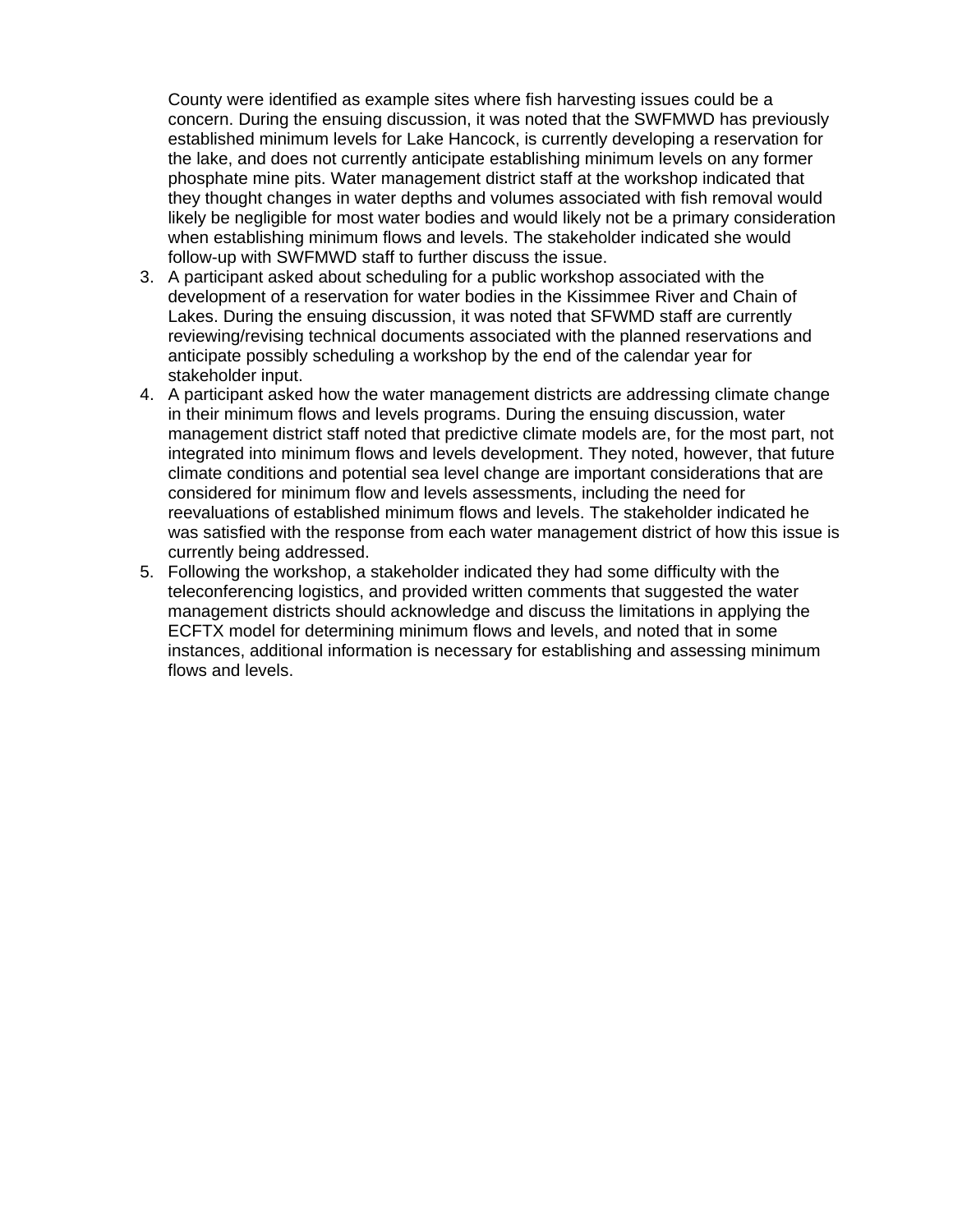County were identified as example sites where fish harvesting issues could be a concern. During the ensuing discussion, it was noted that the SWFMWD has previously established minimum levels for Lake Hancock, is currently developing a reservation for the lake, and does not currently anticipate establishing minimum levels on any former phosphate mine pits. Water management district staff at the workshop indicated that they thought changes in water depths and volumes associated with fish removal would likely be negligible for most water bodies and would likely not be a primary consideration when establishing minimum flows and levels. The stakeholder indicated she would follow-up with SWFMWD staff to further discuss the issue.

3. A participant asked about scheduling for a public workshop associated with the development of a reservation for water bodies in the Kissimmee River and Chain of Lakes. During the ensuing discussion, it was noted that SFWMD staff are currently reviewing/revising technical documents associated with the planned reservations and anticipate possibly scheduling a workshop by the end of the calendar year for stakeholder input.
4. A participant asked how the water management districts are addressing climate change in their minimum flows and levels programs. During the ensuing discussion, water management district staff noted that predictive climate models are, for the most part, not integrated into minimum flows and levels development. They noted, however, that future climate conditions and potential sea level change are important considerations that are considered for minimum flow and levels assessments, including the need for reevaluations of established minimum flows and levels. The stakeholder indicated he was satisfied with the response from each water management district of how this issue is currently being addressed.
5. Following the workshop, a stakeholder indicated they had some difficulty with the teleconferencing logistics, and provided written comments that suggested the water management districts should acknowledge and discuss the limitations in applying the ECFTX model for determining minimum flows and levels, and noted that in some instances, additional information is necessary for establishing and assessing minimum flows and levels.